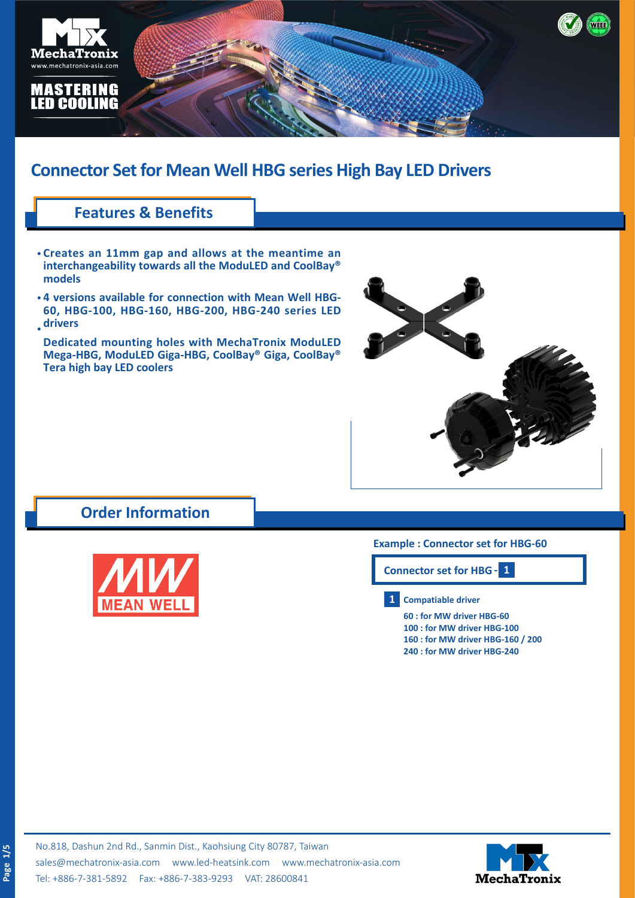# Connector Set for Mean Well HBG series High Bay LED Drivers

## Features & Benefits

- Creates an 11mm gap and allows at the meantime an interchangeability towards all the ModuLED and CoolBay® models
- 4 versions available for connection with Mean Well HBG-60, HBG-100, HBG-160, HBG-200, HBG-240 series LED drivers
- Dedicated mounting holes with MechaTronix ModuLED Mega-HBG, ModuLED Giga-HBG, CoolBay® Giga, CoolBay® Tera high bay LED coolers

## Order Information

**Example : Connector set for HBG-60**

**Connector set for HBG - 1**

**1 Compatiable driver**

- **60 : for MW driver HBG-60**
- **100 : for MW driver HBG-100**
- **160 : for MW driver HBG-160 / 200**
- **240 : for MW driver HBG-240**

No.818, Dashun 2nd Rd., Sanmin Dist., Kaohsiung City 80787, Taiwan
sales@mechatronix-asia.com www.led-heatsink.com www.mechatronix-asia.com
Tel: +886-7-381-5892 Fax: +886-7-383-9293 VAT: 28600841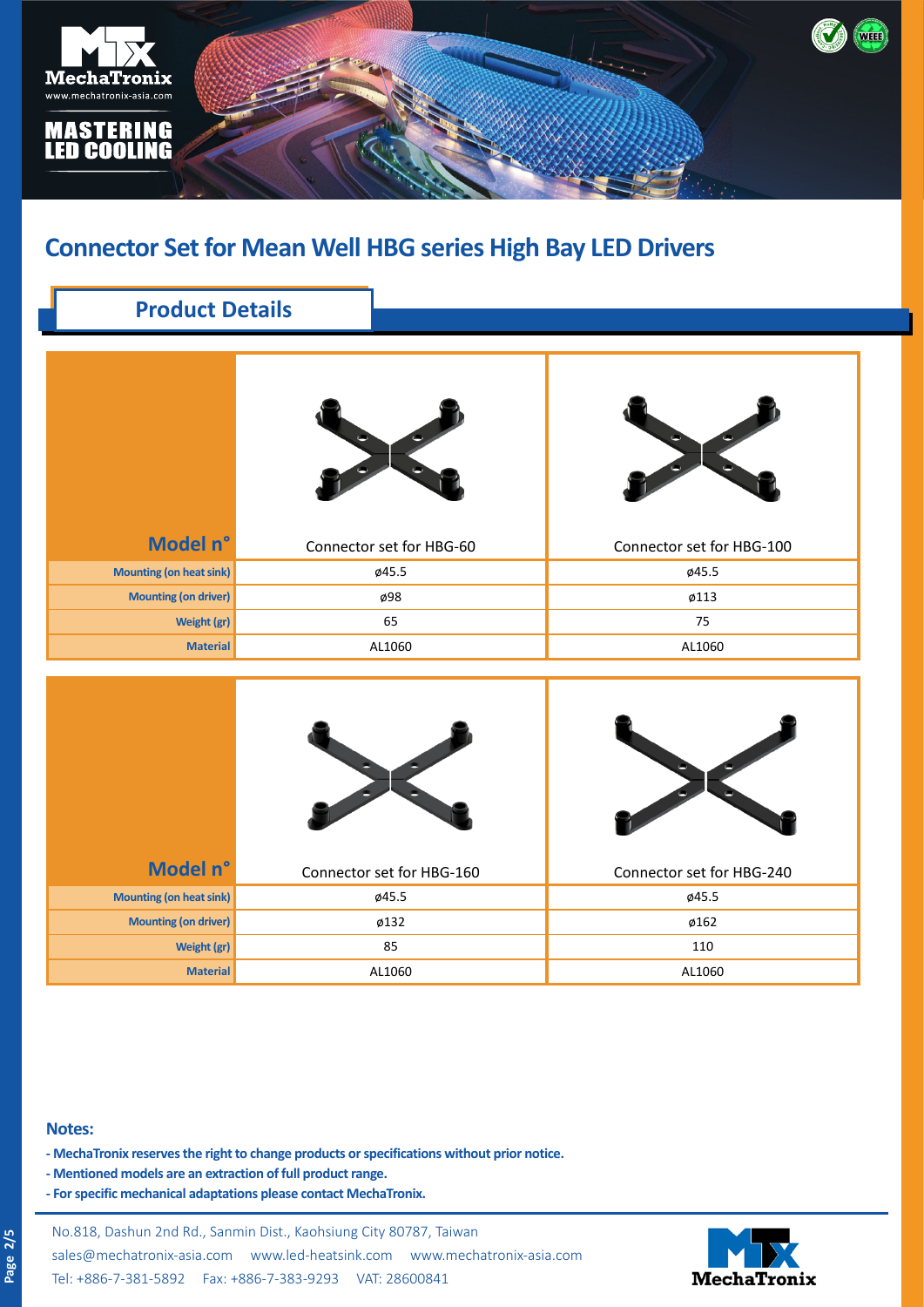# Connector Set for Mean Well HBG series High Bay LED Drivers

## Product Details

| Model n° | Connector set for HBG-60 | Connector set for HBG-100 |
|---|---|---|
| Mounting (on heat sink) | ø45.5 | ø45.5 |
| Mounting (on driver) | ø98 | ø113 |
| Weight (gr) | 65 | 75 |
| Material | AL1060 | AL1060 |

| Model n° | Connector set for HBG-160 | Connector set for HBG-240 |
|---|---|---|
| Mounting (on heat sink) | ø45.5 | ø45.5 |
| Mounting (on driver) | ø132 | ø162 |
| Weight (gr) | 85 | 110 |
| Material | AL1060 | AL1060 |

**Notes:**

- **MechaTronix reserves the right to change products or specifications without prior notice.**
- **Mentioned models are an extraction of full product range.**
- **For specific mechanical adaptations please contact MechaTronix.**

No.818, Dashun 2nd Rd., Sanmin Dist., Kaohsiung City 80787, Taiwan
sales@mechatronix-asia.com www.led-heatsink.com www.mechatronix-asia.com
Tel: +886-7-381-5892 Fax: +886-7-383-9293 VAT: 28600841